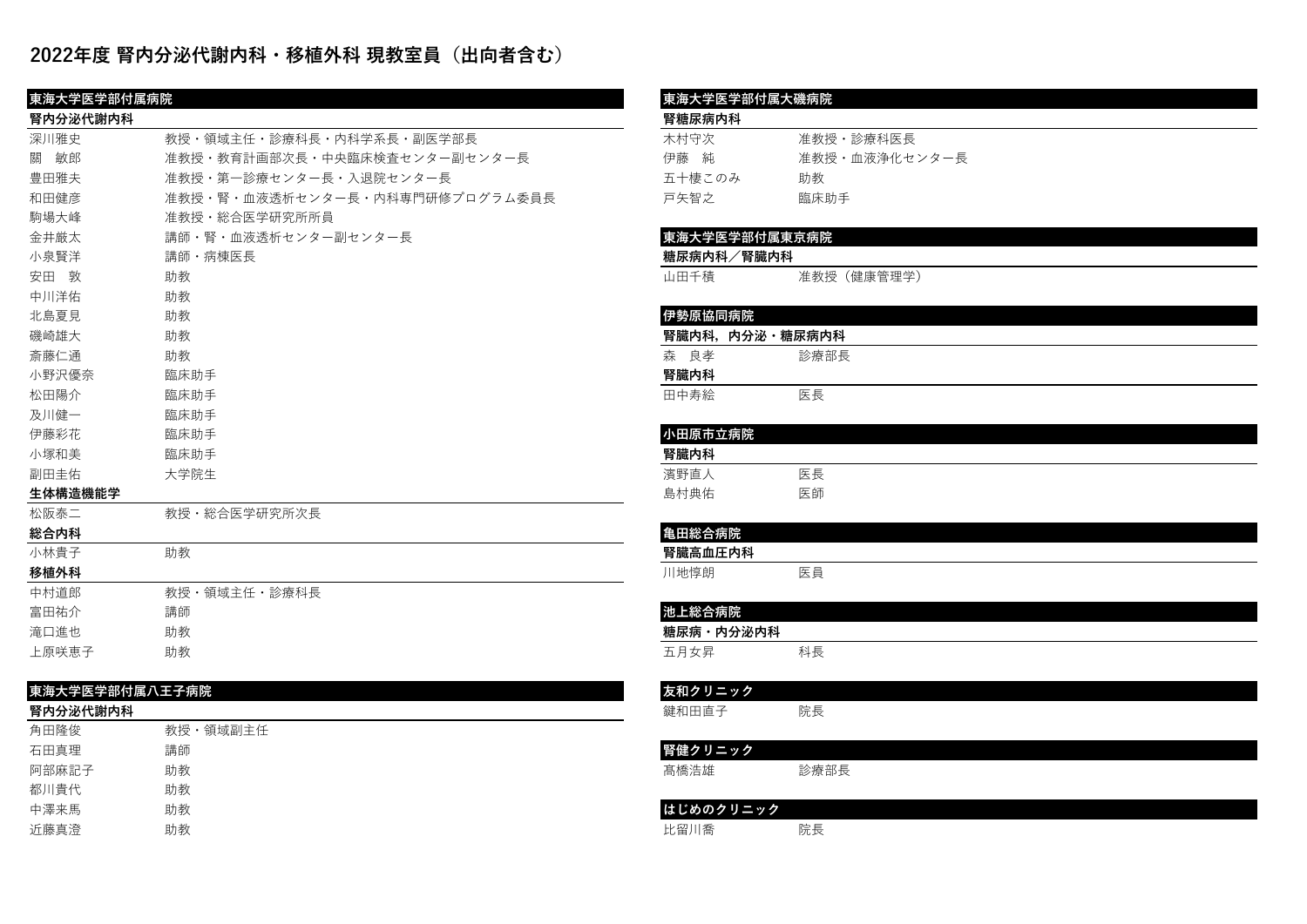# 2022年度 腎内分泌代謝内科・移植外科 現教室員（出向者含む）

## 東海大学医学部付属病院

### 腎内分泌代謝内科

| | |
|---|---|
| 深川雅史 | 教授・領域主任・診療科長・内科学系長・副医学部長 |
| 關　敏郎 | 准教授・教育計画部次長・中央臨床検査センター副センター長 |
| 豊田雅夫 | 准教授・第一診療センター長・入退院センター長 |
| 和田健彦 | 准教授・腎・血液透析センター長・内科専門研修プログラム委員長 |
| 駒場大峰 | 准教授・総合医学研究所所員 |
| 金井厳太 | 講師・腎・血液透析センター副センター長 |
| 小泉賢洋 | 講師・病棟医長 |
| 安田　敦 | 助教 |
| 中川洋佑 | 助教 |
| 北島夏見 | 助教 |
| 磯崎雄大 | 助教 |
| 斎藤仁通 | 助教 |
| 小野沢優奈 | 臨床助手 |
| 松田陽介 | 臨床助手 |
| 及川健一 | 臨床助手 |
| 伊藤彩花 | 臨床助手 |
| 小塚和美 | 臨床助手 |
| 副田圭佑 | 大学院生 |

### 生体構造機能学

| | |
|---|---|
| 松阪泰二 | 教授・総合医学研究所次長 |

### 総合内科

| | |
|---|---|
| 小林貴子 | 助教 |

### 移植外科

| | |
|---|---|
| 中村道郎 | 教授・領域主任・診療科長 |
| 富田祐介 | 講師 |
| 滝口進也 | 助教 |
| 上原咲恵子 | 助教 |

## 東海大学医学部付属八王子病院

### 腎内分泌代謝内科

| | |
|---|---|
| 角田隆俊 | 教授・領域副主任 |
| 石田真理 | 講師 |
| 阿部麻記子 | 助教 |
| 都川貴代 | 助教 |
| 中澤来馬 | 助教 |
| 近藤真澄 | 助教 |

## 東海大学医学部付属大磯病院

### 腎糖尿病内科

| | |
|---|---|
| 木村守次 | 准教授・診療科医長 |
| 伊藤　純 | 准教授・血液浄化センター長 |
| 五十棲このみ | 助教 |
| 戸矢智之 | 臨床助手 |

## 東海大学医学部付属東京病院

### 糖尿病内科／腎臓内科

| | |
|---|---|
| 山田千積 | 准教授（健康管理学） |

## 伊勢原協同病院

### 腎臓内科，内分泌・糖尿病内科

| | |
|---|---|
| 森　良孝 | 診療部長 |

### 腎臓内科

| | |
|---|---|
| 田中寿絵 | 医長 |

## 小田原市立病院

### 腎臓内科

| | |
|---|---|
| 濱野直人 | 医長 |
| 島村典佑 | 医師 |

## 亀田総合病院

### 腎臓高血圧内科

| | |
|---|---|
| 川地惇朗 | 医員 |

## 池上総合病院

### 糖尿病・内分泌内科

| | |
|---|---|
| 五月女昇 | 科長 |

## 友和クリニック

| | |
|---|---|
| 鍵和田直子 | 院長 |

## 腎健クリニック

| | |
|---|---|
| 髙橋浩雄 | 診療部長 |

## はじめのクリニック

| | |
|---|---|
| 比留川喬 | 院長 |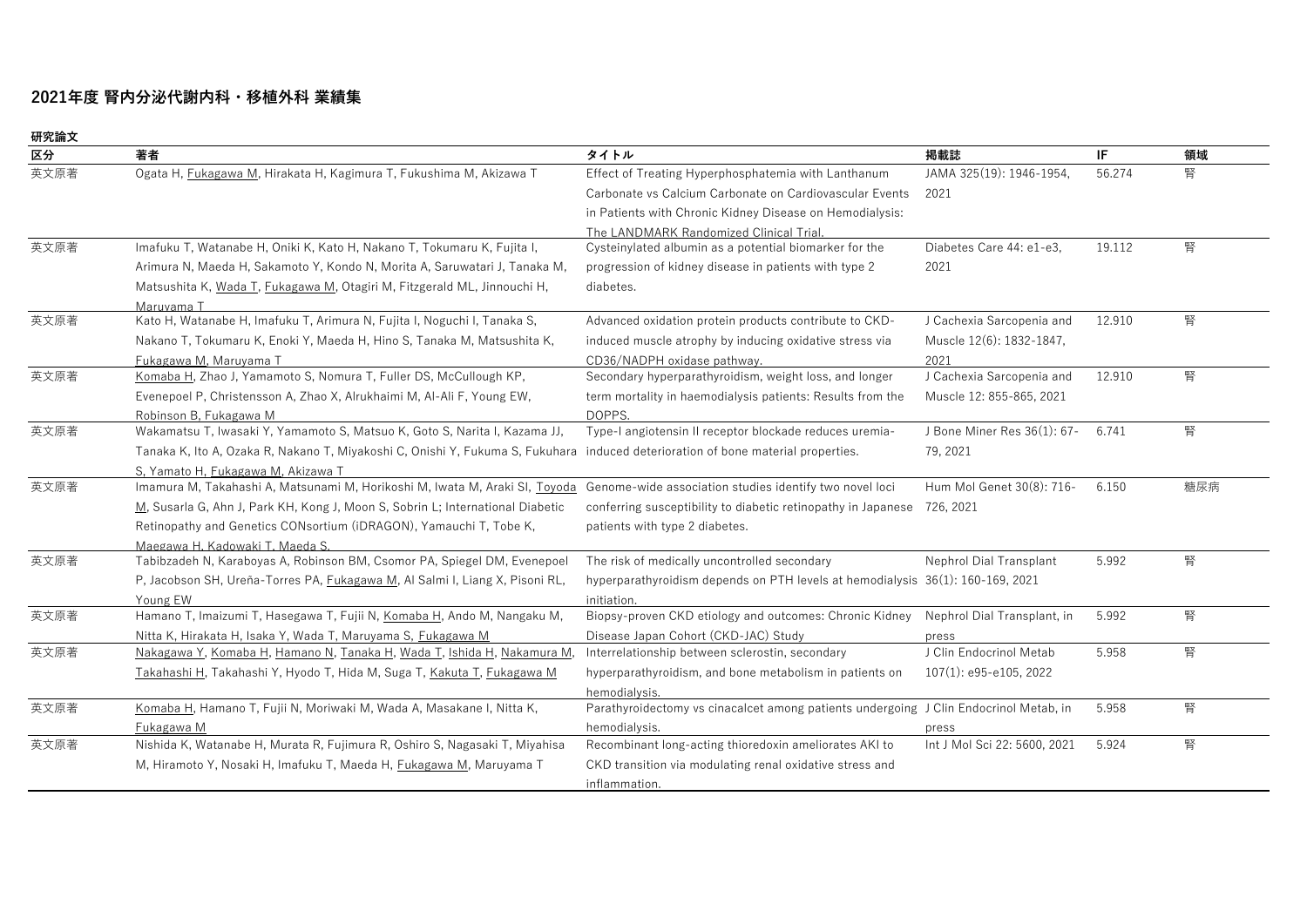## 2021年度 腎内分泌代謝内科・移植外科 業績集

**研究論文**

| 区分 | 著者 | タイトル | 掲載誌 | IF | 領域 |
|---|---|---|---|---|---|
| 英文原著 | Ogata H, Fukagawa M, Hirakata H, Kagimura T, Fukushima M, Akizawa T | Effect of Treating Hyperphosphatemia with Lanthanum Carbonate vs Calcium Carbonate on Cardiovascular Events in Patients with Chronic Kidney Disease on Hemodialysis: The LANDMARK Randomized Clinical Trial. | JAMA 325(19): 1946-1954, 2021 | 56.274 | 腎 |
| 英文原著 | Imafuku T, Watanabe H, Oniki K, Kato H, Nakano T, Tokumaru K, Fujita I, Arimura N, Maeda H, Sakamoto Y, Kondo N, Morita A, Saruwatari J, Tanaka M, Matsushita K, Wada T, Fukagawa M, Otagiri M, Fitzgerald ML, Jinnouchi H, Maruyama T | Cysteinylated albumin as a potential biomarker for the progression of kidney disease in patients with type 2 diabetes. | Diabetes Care 44: e1-e3, 2021 | 19.112 | 腎 |
| 英文原著 | Kato H, Watanabe H, Imafuku T, Arimura N, Fujita I, Noguchi I, Tanaka S, Nakano T, Tokumaru K, Enoki Y, Maeda H, Hino S, Tanaka M, Matsushita K, Fukagawa M, Maruyama T | Advanced oxidation protein products contribute to CKD-induced muscle atrophy by inducing oxidative stress via CD36/NADPH oxidase pathway. | J Cachexia Sarcopenia and Muscle 12(6): 1832-1847, 2021 | 12.910 | 腎 |
| 英文原著 | Komaba H, Zhao J, Yamamoto S, Nomura T, Fuller DS, McCullough KP, Evenepoel P, Christensson A, Zhao X, Alrukhaimi M, Al-Ali F, Young EW, Robinson B, Fukagawa M | Secondary hyperparathyroidism, weight loss, and longer term mortality in haemodialysis patients: Results from the DOPPS. | J Cachexia Sarcopenia and Muscle 12: 855-865, 2021 | 12.910 | 腎 |
| 英文原著 | Wakamatsu T, Iwasaki Y, Yamamoto S, Matsuo K, Goto S, Narita I, Kazama JJ, Tanaka K, Ito A, Ozaka R, Nakano T, Miyakoshi C, Onishi Y, Fukuma S, Fukuhara S, Yamato H, Fukagawa M, Akizawa T | Type-I angiotensin II receptor blockade reduces uremia-induced deterioration of bone material properties. | J Bone Miner Res 36(1): 67-79, 2021 | 6.741 | 腎 |
| 英文原著 | Imamura M, Takahashi A, Matsunami M, Horikoshi M, Iwata M, Araki SI, Toyoda M, Susarla G, Ahn J, Park KH, Kong J, Moon S, Sobrin L; International Diabetic Retinopathy and Genetics CONsortium (iDRAGON), Yamauchi T, Tobe K, Maegawa H, Kadowaki T, Maeda S. | Genome-wide association studies identify two novel loci conferring susceptibility to diabetic retinopathy in Japanese patients with type 2 diabetes. | Hum Mol Genet 30(8): 716-726, 2021 | 6.150 | 糖尿病 |
| 英文原著 | Tabibzadeh N, Karaboyas A, Robinson BM, Csomor PA, Spiegel DM, Evenepoel P, Jacobson SH, Ureña-Torres PA, Fukagawa M, Al Salmi I, Liang X, Pisoni RL, Young EW | The risk of medically uncontrolled secondary hyperparathyroidism depends on PTH levels at hemodialysis initiation. | Nephrol Dial Transplant 36(1): 160-169, 2021 | 5.992 | 腎 |
| 英文原著 | Hamano T, Imaizumi T, Hasegawa T, Fujii N, Komaba H, Ando M, Nangaku M, Nitta K, Hirakata H, Isaka Y, Wada T, Maruyama S, Fukagawa M | Biopsy-proven CKD etiology and outcomes: Chronic Kidney Disease Japan Cohort (CKD-JAC) Study | Nephrol Dial Transplant, in press | 5.992 | 腎 |
| 英文原著 | Nakagawa Y, Komaba H, Hamano N, Tanaka H, Wada T, Ishida H, Nakamura M, Takahashi H, Takahashi Y, Hyodo T, Hida M, Suga T, Kakuta T, Fukagawa M | Interrelationship between sclerostin, secondary hyperparathyroidism, and bone metabolism in patients on hemodialysis. | J Clin Endocrinol Metab 107(1): e95-e105, 2022 | 5.958 | 腎 |
| 英文原著 | Komaba H, Hamano T, Fujii N, Moriwaki M, Wada A, Masakane I, Nitta K, Fukagawa M | Parathyroidectomy vs cinacalcet among patients undergoing hemodialysis. | J Clin Endocrinol Metab, in press | 5.958 | 腎 |
| 英文原著 | Nishida K, Watanabe H, Murata R, Fujimura R, Oshiro S, Nagasaki T, Miyahisa M, Hiramoto Y, Nosaki H, Imafuku T, Maeda H, Fukagawa M, Maruyama T | Recombinant long-acting thioredoxin ameliorates AKI to CKD transition via modulating renal oxidative stress and inflammation. | Int J Mol Sci 22: 5600, 2021 | 5.924 | 腎 |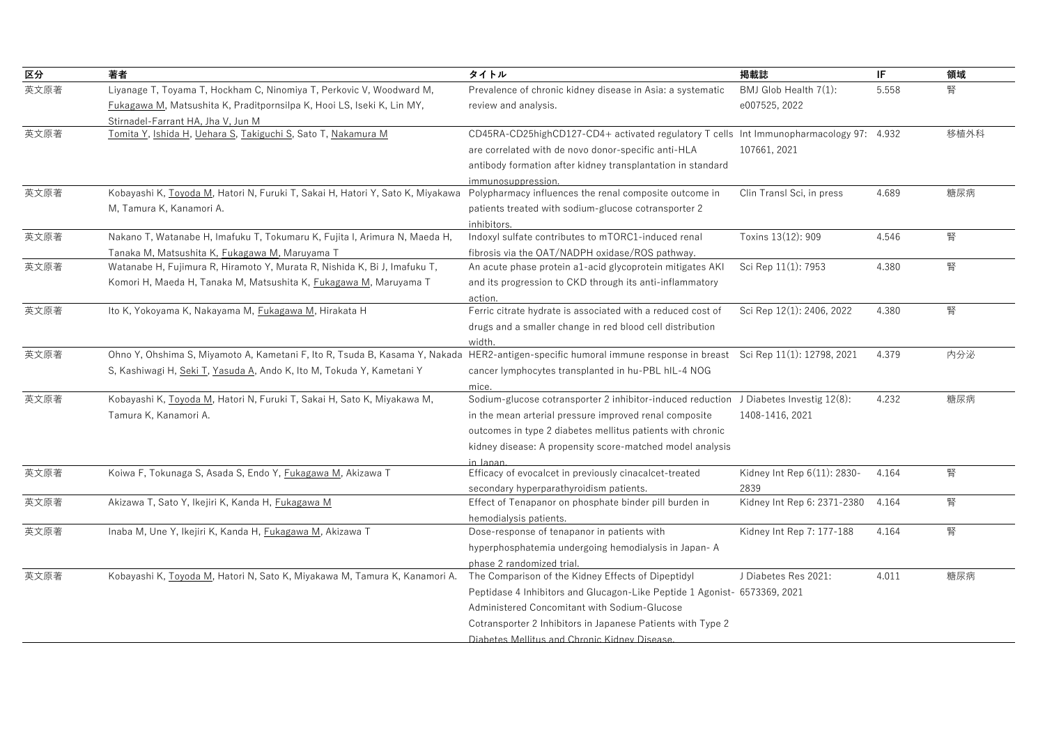| 区分 | 著者 | タイトル | 掲載誌 | IF | 領域 |
|---|---|---|---|---|---|
| 英文原著 | Liyanage T, Toyama T, Hockham C, Ninomiya T, Perkovic V, Woodward M, Fukagawa M, Matsushita K, Praditpornsilpa K, Hooi LS, Iseki K, Lin MY, Stirnadel-Farrant HA, Jha V, Jun M | Prevalence of chronic kidney disease in Asia: a systematic review and analysis. | BMJ Glob Health 7(1): e007525, 2022 | 5.558 | 腎 |
| 英文原著 | Tomita Y, Ishida H, Uehara S, Takiguchi S, Sato T, Nakamura M | CD45RA-CD25highCD127-CD4+ activated regulatory T cells are correlated with de novo donor-specific anti-HLA antibody formation after kidney transplantation in standard immunosuppression. | Int Immunopharmacology 97: 107661, 2021 | 4.932 | 移植外科 |
| 英文原著 | Kobayashi K, Toyoda M, Hatori N, Furuki T, Sakai H, Hatori Y, Sato K, Miyakawa M, Tamura K, Kanamori A. | Polypharmacy influences the renal composite outcome in patients treated with sodium-glucose cotransporter 2 inhibitors. | Clin Transl Sci, in press | 4.689 | 糖尿病 |
| 英文原著 | Nakano T, Watanabe H, Imafuku T, Tokumaru K, Fujita I, Arimura N, Maeda H, Tanaka M, Matsushita K, Fukagawa M, Maruyama T | Indoxyl sulfate contributes to mTORC1-induced renal fibrosis via the OAT/NADPH oxidase/ROS pathway. | Toxins 13(12): 909 | 4.546 | 腎 |
| 英文原著 | Watanabe H, Fujimura R, Hiramoto Y, Murata R, Nishida K, Bi J, Imafuku T, Komori H, Maeda H, Tanaka M, Matsushita K, Fukagawa M, Maruyama T | An acute phase protein a1-acid glycoprotein mitigates AKI and its progression to CKD through its anti-inflammatory action. | Sci Rep 11(1): 7953 | 4.380 | 腎 |
| 英文原著 | Ito K, Yokoyama K, Nakayama M, Fukagawa M, Hirakata H | Ferric citrate hydrate is associated with a reduced cost of drugs and a smaller change in red blood cell distribution width. | Sci Rep 12(1): 2406, 2022 | 4.380 | 腎 |
| 英文原著 | Ohno Y, Ohshima S, Miyamoto A, Kametani F, Ito R, Tsuda B, Kasama Y, Nakada S, Kashiwagi H, Seki T, Yasuda A, Ando K, Ito M, Tokuda Y, Kametani Y | HER2-antigen-specific humoral immune response in breast cancer lymphocytes transplanted in hu-PBL hIL-4 NOG mice. | Sci Rep 11(1): 12798, 2021 | 4.379 | 内分泌 |
| 英文原著 | Kobayashi K, Toyoda M, Hatori N, Furuki T, Sakai H, Sato K, Miyakawa M, Tamura K, Kanamori A. | Sodium-glucose cotransporter 2 inhibitor-induced reduction in the mean arterial pressure improved renal composite outcomes in type 2 diabetes mellitus patients with chronic kidney disease: A propensity score-matched model analysis in Japan. | J Diabetes Investig 12(8): 1408-1416, 2021 | 4.232 | 糖尿病 |
| 英文原著 | Koiwa F, Tokunaga S, Asada S, Endo Y, Fukagawa M, Akizawa T | Efficacy of evocalcet in previously cinacalcet-treated secondary hyperparathyroidism patients. | Kidney Int Rep 6(11): 2830-2839 | 4.164 | 腎 |
| 英文原著 | Akizawa T, Sato Y, Ikejiri K, Kanda H, Fukagawa M | Effect of Tenapanor on phosphate binder pill burden in hemodialysis patients. | Kidney Int Rep 6: 2371-2380 | 4.164 | 腎 |
| 英文原著 | Inaba M, Une Y, Ikejiri K, Kanda H, Fukagawa M, Akizawa T | Dose-response of tenapanor in patients with hyperphosphatemia undergoing hemodialysis in Japan- A phase 2 randomized trial. | Kidney Int Rep 7: 177-188 | 4.164 | 腎 |
| 英文原著 | Kobayashi K, Toyoda M, Hatori N, Sato K, Miyakawa M, Tamura K, Kanamori A. | The Comparison of the Kidney Effects of Dipeptidyl Peptidase 4 Inhibitors and Glucagon-Like Peptide 1 Agonist-Administered Concomitant with Sodium-Glucose Cotransporter 2 Inhibitors in Japanese Patients with Type 2 Diabetes Mellitus and Chronic Kidney Disease. | J Diabetes Res 2021: 6573369, 2021 | 4.011 | 糖尿病 |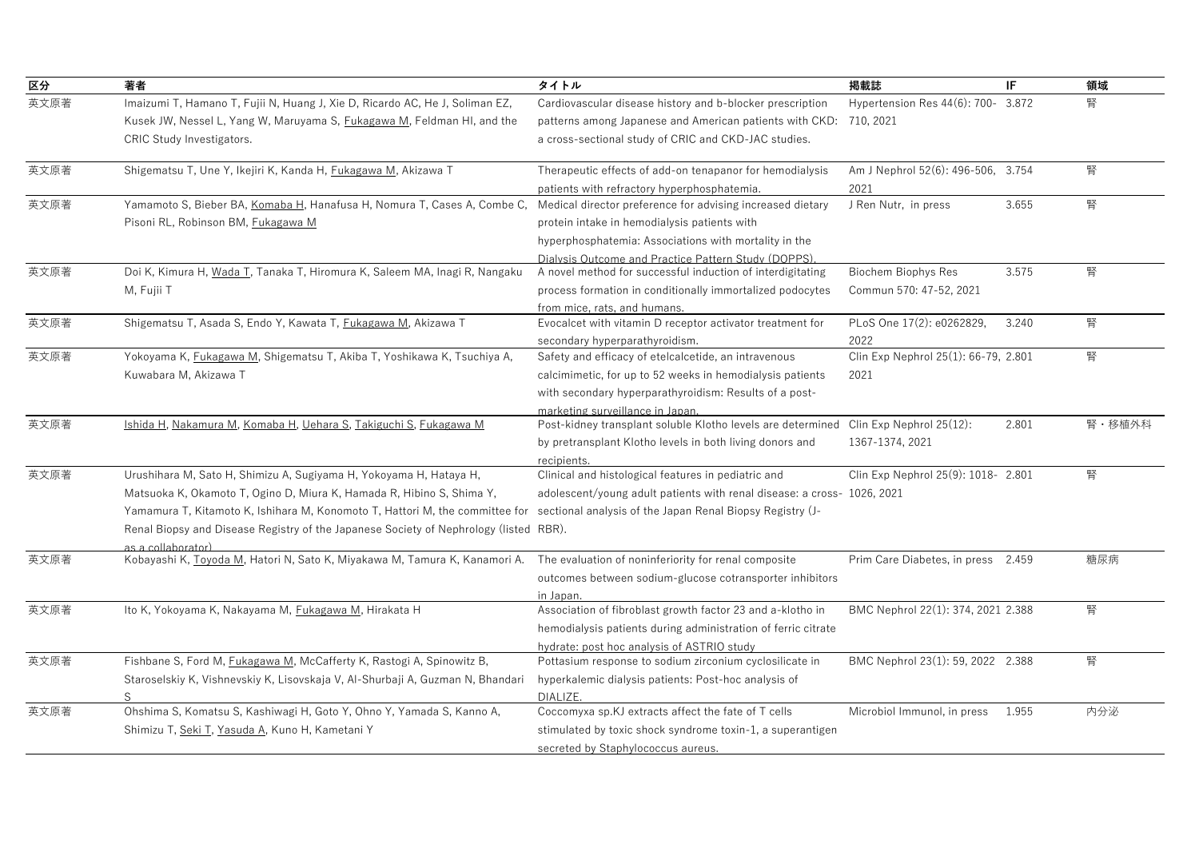| 区分 | 著者 | タイトル | 掲載誌 | IF | 領域 |
|---|---|---|---|---|---|
| 英文原著 | Imaizumi T, Hamano T, Fujii N, Huang J, Xie D, Ricardo AC, He J, Soliman EZ, Kusek JW, Nessel L, Yang W, Maruyama S, Fukagawa M, Feldman HI, and the CRIC Study Investigators. | Cardiovascular disease history and b-blocker prescription patterns among Japanese and American patients with CKD: a cross-sectional study of CRIC and CKD-JAC studies. | Hypertension Res 44(6): 700-710, 2021 | 3.872 | 腎 |
| 英文原著 | Shigematsu T, Une Y, Ikejiri K, Kanda H, Fukagawa M, Akizawa T | Therapeutic effects of add-on tenapanor for hemodialysis patients with refractory hyperphosphatemia. | Am J Nephrol 52(6): 496-506, 2021 | 3.754 | 腎 |
| 英文原著 | Yamamoto S, Bieber BA, Komaba H, Hanafusa H, Nomura T, Cases A, Combe C, Pisoni RL, Robinson BM, Fukagawa M | Medical director preference for advising increased dietary protein intake in hemodialysis patients with hyperphosphatemia: Associations with mortality in the Dialysis Outcome and Practice Pattern Study (DOPPS). | J Ren Nutr, in press | 3.655 | 腎 |
| 英文原著 | Doi K, Kimura H, Wada T, Tanaka T, Hiromura K, Saleem MA, Inagi R, Nangaku M, Fujii T | A novel method for successful induction of interdigitating process formation in conditionally immortalized podocytes from mice, rats, and humans. | Biochem Biophys Res Commun 570: 47-52, 2021 | 3.575 | 腎 |
| 英文原著 | Shigematsu T, Asada S, Endo Y, Kawata T, Fukagawa M, Akizawa T | Evocalcet with vitamin D receptor activator treatment for secondary hyperparathyroidism. | PLoS One 17(2): e0262829, 2022 | 3.240 | 腎 |
| 英文原著 | Yokoyama K, Fukagawa M, Shigematsu T, Akiba T, Yoshikawa K, Tsuchiya A, Kuwabara M, Akizawa T | Safety and efficacy of etelcalcetide, an intravenous calcimimetic, for up to 52 weeks in hemodialysis patients with secondary hyperparathyroidism: Results of a post-marketing surveillance in Japan. | Clin Exp Nephrol 25(1): 66-79, 2021 | 2.801 | 腎 |
| 英文原著 | Ishida H, Nakamura M, Komaba H, Uehara S, Takiguchi S, Fukagawa M | Post-kidney transplant soluble Klotho levels are determined by pretransplant Klotho levels in both living donors and recipients. | Clin Exp Nephrol 25(12): 1367-1374, 2021 | 2.801 | 腎・移植外科 |
| 英文原著 | Urushihara M, Sato H, Shimizu A, Sugiyama H, Yokoyama H, Hataya H, Matsuoka K, Okamoto T, Ogino D, Miura K, Hamada R, Hibino S, Shima Y, Yamamura T, Kitamoto K, Ishihara M, Konomoto T, Hattori M, the committee for Renal Biopsy and Disease Registry of the Japanese Society of Nephrology (listed as a collaborator) | Clinical and histological features in pediatric and adolescent/young adult patients with renal disease: a cross-sectional analysis of the Japan Renal Biopsy Registry (J-RBR). | Clin Exp Nephrol 25(9): 1018-1026, 2021 | 2.801 | 腎 |
| 英文原著 | Kobayashi K, Toyoda M, Hatori N, Sato K, Miyakawa M, Tamura K, Kanamori A. | The evaluation of noninferiority for renal composite outcomes between sodium-glucose cotransporter inhibitors in Japan. | Prim Care Diabetes, in press | 2.459 | 糖尿病 |
| 英文原著 | Ito K, Yokoyama K, Nakayama M, Fukagawa M, Hirakata H | Association of fibroblast growth factor 23 and a-klotho in hemodialysis patients during administration of ferric citrate hydrate: post hoc analysis of ASTRIO study | BMC Nephrol 22(1): 374, 2021 | 2.388 | 腎 |
| 英文原著 | Fishbane S, Ford M, Fukagawa M, McCafferty K, Rastogi A, Spinowitz B, Staroselskiy K, Vishnevskiy K, Lisovskaja V, Al-Shurbaji A, Guzman N, Bhandari S | Pottasium response to sodium zirconium cyclosilicate in hyperkalemic dialysis patients: Post-hoc analysis of DIALIZE. | BMC Nephrol 23(1): 59, 2022 | 2.388 | 腎 |
| 英文原著 | Ohshima S, Komatsu S, Kashiwagi H, Goto Y, Ohno Y, Yamada S, Kanno A, Shimizu T, Seki T, Yasuda A, Kuno H, Kametani Y | Coccomyxa sp.KJ extracts affect the fate of T cells stimulated by toxic shock syndrome toxin-1, a superantigen secreted by Staphylococcus aureus. | Microbiol Immunol, in press | 1.955 | 内分泌 |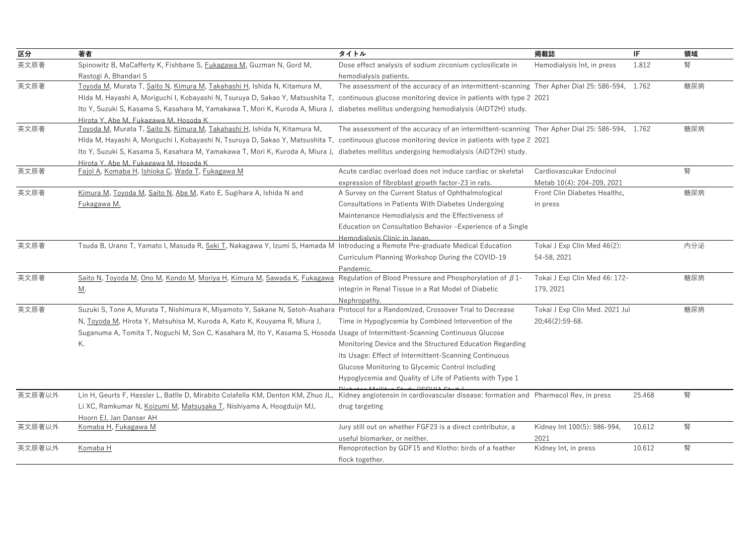| 区分 | 著者 | タイトル | 掲載誌 | IF | 領域 |
|---|---|---|---|---|---|
| 英文原著 | Spinowitz B, MaCafferty K, Fishbane S, Fukagawa M, Guzman N, Gord M, Rastogi A, Bhandari S | Dose effect analysis of sodium zirconium cyclosilicate in hemodialysis patients. | Hemodialysis Int, in press | 1.812 | 腎 |
| 英文原著 | Toyoda M, Murata T, Saito N, Kimura M, Takahashi H, Ishida N, Kitamura M, HIda M, Hayashi A, Moriguchi I, Kobayashi N, Tsuruya D, Sakao Y, Matsushita T, Ito Y, Suzuki S, Kasama S, Kasahara M, Yamakawa T, Mori K, Kuroda A, Miura J, Hirota Y, Abe M, Fukagawa M, Hosoda K | The assessment of the accuracy of an intermittent-scanning continuous glucose monitoring device in patients with type 2 diabetes mellitus undergoing hemodialysis (AIDT2H) study. | Ther Apher Dial 25: 586-594, 2021 | 1.762 | 糖尿病 |
| 英文原著 | Toyoda M, Murata T, Saito N, Kimura M, Takahashi H, Ishida N, Kitamura M, HIda M, Hayashi A, Moriguchi I, Kobayashi N, Tsuruya D, Sakao Y, Matsushita T, Ito Y, Suzuki S, Kasama S, Kasahara M, Yamakawa T, Mori K, Kuroda A, Miura J, Hirota Y, Abe M, Fukagawa M, Hosoda K | The assessment of the accuracy of an intermittent-scanning continuous glucose monitoring device in patients with type 2 diabetes mellitus undergoing hemodialysis (AIDT2H) study. | Ther Apher Dial 25: 586-594, 2021 | 1.762 | 糖尿病 |
| 英文原著 | Fajol A, Komaba H, Ishioka C, Wada T, Fukagawa M | Acute cardiac overload does not induce cardiac or skeletal expression of fibroblast growth factor-23 in rats. | Cardiovascukar Endocinol Metab 10(4): 204-209, 2021 | | 腎 |
| 英文原著 | Kimura M, Toyoda M, Saito N, Abe M, Kato E, Sugihara A, Ishida N and Fukagawa M. | A Survey on the Current Status of Ophthalmological Consultations in Patients With Diabetes Undergoing Maintenance Hemodialysis and the Effectiveness of Education on Consultation Behavior –Experience of a Single Hemodialysis Clinic in Japan. | Front Clin Diabetes Healthc, in press | | 糖尿病 |
| 英文原著 | Tsuda B, Urano T, Yamato I, Masuda R, Seki T, Nakagawa Y, Izumi S, Hamada M | Introducing a Remote Pre-graduate Medical Education Curriculum Planning Workshop During the COVID-19 Pandemic. | Tokai J Exp Clin Med 46(2): 54-58, 2021 | | 内分泌 |
| 英文原著 | Saito N, Toyoda M, Ono M, Kondo M, Moriya H, Kimura M, Sawada K, Fukagawa M. | Regulation of Blood Pressure and Phosphorylation of $\beta$1-integrin in Renal Tissue in a Rat Model of Diabetic Nephropathy. | Tokai J Exp Clin Med 46: 172-179, 2021 | | 糖尿病 |
| 英文原著 | Suzuki S, Tone A, Murata T, Nishimura K, Miyamoto Y, Sakane N, Satoh-Asahara N, Toyoda M, Hirota Y, Matsuhisa M, Kuroda A, Kato K, Kouyama R, Miura J, Suganuma A, Tomita T, Noguchi M, Son C, Kasahara M, Ito Y, Kasama S, Hosoda K. | Protocol for a Randomized, Crossover Trial to Decrease Time in Hypoglycemia by Combined Intervention of the Usage of Intermittent-Scanning Continuous Glucose Monitoring Device and the Structured Education Regarding its Usage: Effect of Intermittent-Scanning Continuous Glucose Monitoring to Glycemic Control Including Hypoglycemia and Quality of Life of Patients with Type 1 Diabetes Mellitus Study (ISCHIA Study) | Tokai J Exp Clin Med. 2021 Jul 20;46(2):59-68. | | 糖尿病 |
| 英文原著以外 | Lin H, Geurts F, Hassler L, Batlle D, Mirabito Colafella KM, Denton KM, Zhuo JL, Li XC, Ramkumar N, Koizumi M, Matsusaka T, Nishiyama A, Hoogduijn MJ, Hoorn EJ, Jan Danser AH | Kidney angiotensin in cardiovascular disease: formation and drug targeting | Pharmacol Rev, in press | 25.468 | 腎 |
| 英文原著以外 | Komaba H, Fukagawa M | Jury still out on whether FGF23 is a direct contributor, a useful biomarker, or neither. | Kidney Int 100(5): 986-994, 2021 | 10.612 | 腎 |
| 英文原著以外 | Komaba H | Renoprotection by GDF15 and Klotho: birds of a feather flock together. | Kidney Int, in press | 10.612 | 腎 |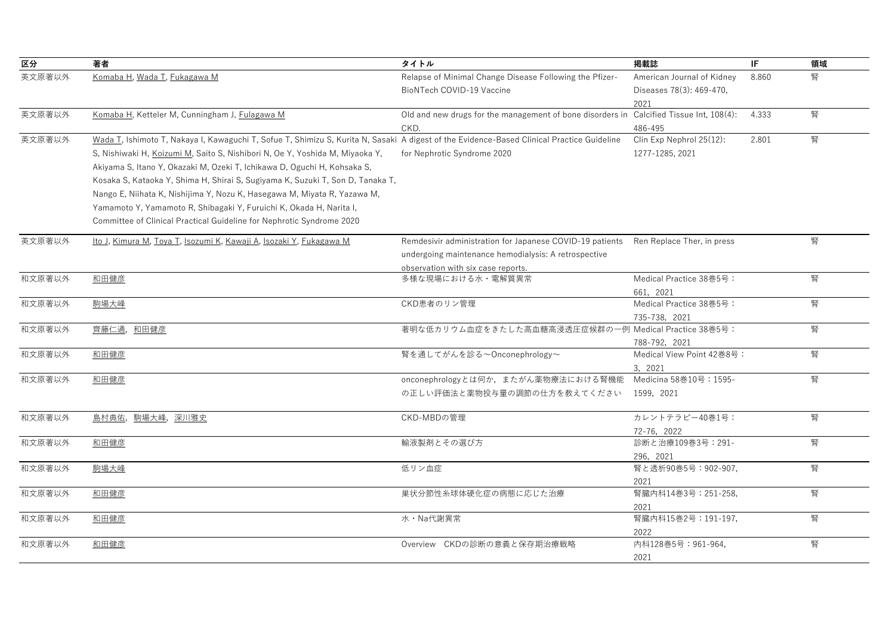| 区分 | 著者 | タイトル | 掲載誌 | IF | 領域 |
|---|---|---|---|---|---|
| 英文原著以外 | Komaba H, Wada T, Fukagawa M | Relapse of Minimal Change Disease Following the Pfizer-BioNTech COVID-19 Vaccine | American Journal of Kidney Diseases 78(3): 469-470, 2021 | 8.860 | 腎 |
| 英文原著以外 | Komaba H, Ketteler M, Cunningham J, Fulagawa M | Old and new drugs for the management of bone disorders in CKD. | Calcified Tissue Int, 108(4): 486-495 | 4.333 | 腎 |
| 英文原著以外 | Wada T, Ishimoto T, Nakaya I, Kawaguchi T, Sofue T, Shimizu S, Kurita N, Sasaki S, Nishiwaki H, Koizumi M, Saito S, Nishibori N, Oe Y, Yoshida M, Miyaoka Y, Akiyama S, Itano Y, Okazaki M, Ozeki T, Ichikawa D, Oguchi H, Kohsaka S, Kosaka S, Kataoka Y, Shima H, Shirai S, Sugiyama K, Suzuki T, Son D, Tanaka T, Nango E, Niihata K, Nishijima Y, Nozu K, Hasegawa M, Miyata R, Yazawa M, Yamamoto Y, Yamamoto R, Shibagaki Y, Furuichi K, Okada H, Narita I, Committee of Clinical Practical Guideline for Nephrotic Syndrome 2020 | A digest of the Evidence-Based Clinical Practice Guideline for Nephrotic Syndrome 2020 | Clin Exp Nephrol 25(12): 1277-1285, 2021 | 2.801 | 腎 |
| 英文原著以外 | Ito J, Kimura M, Toya T, Isozumi K, Kawaji A, Isozaki Y, Fukagawa M | Remdesivir administration for Japanese COVID-19 patients undergoing maintenance hemodialysis: A retrospective observation with six case reports. | Ren Replace Ther, in press | | 腎 |
| 和文原著以外 | 和田健彦 | 多様な現場における水・電解質異常 | Medical Practice 38巻5号：661, 2021 | | 腎 |
| 和文原著以外 | 駒場大峰 | CKD患者のリン管理 | Medical Practice 38巻5号：735-738, 2021 | | 腎 |
| 和文原著以外 | 齊藤仁通, 和田健彦 | 著明な低カリウム血症をきたした高血糖高浸透圧症候群の一例 | Medical Practice 38巻5号：788-792, 2021 | | 腎 |
| 和文原著以外 | 和田健彦 | 腎を通してがんを診る〜Onconephrology〜 | Medical View Point 42巻8号：3, 2021 | | 腎 |
| 和文原著以外 | 和田健彦 | onconephrologyとは何か，またがん薬物療法における腎機能の正しい評価法と薬物投与量の調節の仕方を教えてください | Medicina 58巻10号：1595-1599, 2021 | | 腎 |
| 和文原著以外 | 島村典佑, 駒場大峰, 深川雅史 | CKD-MBDの管理 | カレントテラピー40巻1号：72-76, 2022 | | 腎 |
| 和文原著以外 | 和田健彦 | 輸液製剤とその選び方 | 診断と治療109巻3号：291-296, 2021 | | 腎 |
| 和文原著以外 | 駒場大峰 | 低リン血症 | 腎と透析90巻5号：902-907, 2021 | | 腎 |
| 和文原著以外 | 和田健彦 | 巣状分節性糸球体硬化症の病態に応じた治療 | 腎臓内科14巻3号：251-258, 2021 | | 腎 |
| 和文原著以外 | 和田健彦 | 水・Na代謝異常 | 腎臓内科15巻2号：191-197, 2022 | | 腎 |
| 和文原著以外 | 和田健彦 | Overview　CKDの診断の意義と保存期治療戦略 | 内科128巻5号：961-964, 2021 | | 腎 |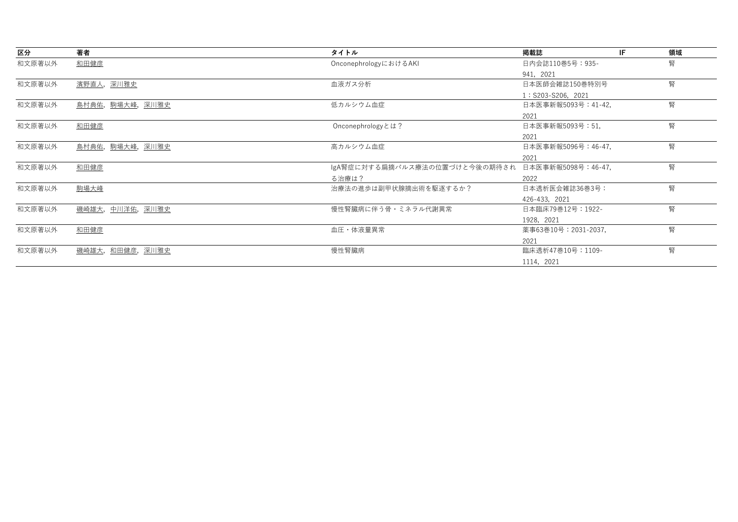| 区分 | 著者 | タイトル | 掲載誌 | IF | 領域 |
|---|---|---|---|---|---|
| 和文原著以外 | 和田健彦 | OnconephrologyにおけるAKI | 日内会誌110巻5号：935-941，2021 | | 腎 |
| 和文原著以外 | 濱野直人，深川雅史 | 血液ガス分析 | 日本医師会雑誌150巻特別号1：S203-S206，2021 | | 腎 |
| 和文原著以外 | 島村典佑，駒場大峰，深川雅史 | 低カルシウム血症 | 日本医事新報5093号：41-42，2021 | | 腎 |
| 和文原著以外 | 和田健彦 | Onconephrologyとは？ | 日本医事新報5093号：51，2021 | | 腎 |
| 和文原著以外 | 島村典佑，駒場大峰，深川雅史 | 高カルシウム血症 | 日本医事新報5096号：46-47，2021 | | 腎 |
| 和文原著以外 | 和田健彦 | IgA腎症に対する扁摘パルス療法の位置づけと今後の期待される治療は？ | 日本医事新報5098号：46-47，2022 | | 腎 |
| 和文原著以外 | 駒場大峰 | 治療法の進歩は副甲状腺摘出術を駆逐するか？ | 日本透析医会雑誌36巻3号：426-433，2021 | | 腎 |
| 和文原著以外 | 磯崎雄大，中川洋佑，深川雅史 | 慢性腎臓病に伴う骨・ミネラル代謝異常 | 日本臨床79巻12号：1922-1928，2021 | | 腎 |
| 和文原著以外 | 和田健彦 | 血圧・体液量異常 | 薬事63巻10号：2031-2037，2021 | | 腎 |
| 和文原著以外 | 磯崎雄大，和田健彦，深川雅史 | 慢性腎臓病 | 臨床透析47巻10号：1109-1114，2021 | | 腎 |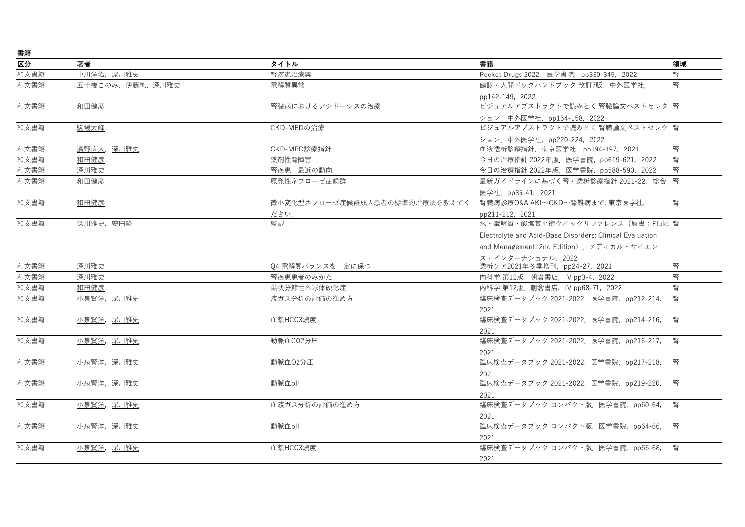**書籍**

| 区分 | 著者 | タイトル | 書籍 | 領域 |
|---|---|---|---|---|
| 和文書籍 | 中川洋佑，深川雅史 | 腎疾患治療薬 | Pocket Drugs 2022．医学書院，pp330-345，2022 | 腎 |
| 和文書籍 | 五十棲このみ、伊藤純、深川雅史 | 電解質異常 | 健診・人間ドックハンドブック 改訂7版．中外医学社，pp142-149，2022 | 腎 |
| 和文書籍 | 和田健彦 | 腎臓病におけるアシドーシスの治療 | ビジュアルアブストラクトで読みとく 腎臓論文ベストセレクション．中外医学社，pp154-158，2022 | 腎 |
| 和文書籍 | 駒場大峰 | CKD-MBDの治療 | ビジュアルアブストラクトで読みとく 腎臓論文ベストセレクション．中外医学社，pp220-224，2022 | 腎 |
| 和文書籍 | 濱野直人，深川雅史 | CKD-MBD診療指針 | 血液透析診療指針．東京医学社，pp194-197，2021 | 腎 |
| 和文書籍 | 和田健彦 | 薬剤性腎障害 | 今日の治療指針 2022年版．医学書院，pp619-621，2022 | 腎 |
| 和文書籍 | 深川雅史 | 腎疾患　最近の動向 | 今日の治療指針 2022年版．医学書院，pp588-590，2022 | 腎 |
| 和文書籍 | 和田健彦 | 原発性ネフローゼ症候群 | 最新ガイドラインに基づく腎・透析診療指針 2021-22．総合医学社，pp35-41，2021 | 腎 |
| 和文書籍 | 和田健彦 | 微小変化型ネフローゼ症候群成人患者の標準的治療法を教えてください． | 腎臓病診療Q&A AKI～CKD～腎難病まで．東京医学社，pp211-212，2021 | 腎 |
| 和文書籍 | 深川雅史，安田隆 | 監訳 | 水・電解質・酸塩基平衡クイックリファレンス（原書：Fluid, Electrolyte and Acid-Base Disorders: Clinical Evaluation and Menagement, 2nd Edition）．メディカル・サイエンス・インターナショナル．2022 | 腎 |
| 和文書籍 | 深川雅史 | Q4 電解質バランスを一定に保つ | 透析ケア2021年冬季増刊，pp24-27，2021 | 腎 |
| 和文書籍 | 深川雅史 | 腎疾患患者のみかた | 内科学 第12版．朝倉書店，IV pp3-4，2022 | 腎 |
| 和文書籍 | 和田健彦 | 巣状分節性糸球体硬化症 | 内科学 第12版．朝倉書店，IV pp68-71，2022 | 腎 |
| 和文書籍 | 小泉賢洋，深川雅史 | 液ガス分析の評価の進め方 | 臨床検査データブック 2021-2022．医学書院，pp212-214，2021 | 腎 |
| 和文書籍 | 小泉賢洋，深川雅史 | 血漿HCO3濃度 | 臨床検査データブック 2021-2022．医学書院，pp214-216，2021 | 腎 |
| 和文書籍 | 小泉賢洋，深川雅史 | 動脈血CO2分圧 | 臨床検査データブック 2021-2022．医学書院，pp216-217，2021 | 腎 |
| 和文書籍 | 小泉賢洋，深川雅史 | 動脈血O2分圧 | 臨床検査データブック 2021-2022．医学書院，pp217-218，2021 | 腎 |
| 和文書籍 | 小泉賢洋，深川雅史 | 動脈血pH | 臨床検査データブック 2021-2022．医学書院，pp219-220，2021 | 腎 |
| 和文書籍 | 小泉賢洋，深川雅史 | 血液ガス分析の評価の進め方 | 臨床検査データブック コンパクト版．医学書院，pp60-64，2021 | 腎 |
| 和文書籍 | 小泉賢洋，深川雅史 | 動脈血pH | 臨床検査データブック コンパクト版．医学書院，pp64-66，2021 | 腎 |
| 和文書籍 | 小泉賢洋，深川雅史 | 血漿HCO3濃度 | 臨床検査データブック コンパクト版．医学書院，pp66-68，2021 | 腎 |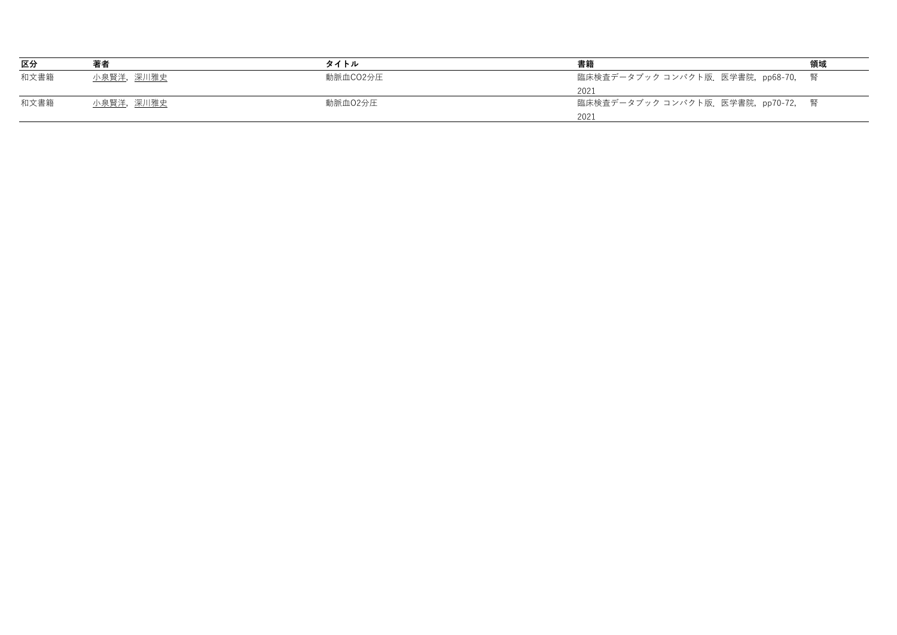| 区分 | 著者 | タイトル | 書籍 | 領域 |
| --- | --- | --- | --- | --- |
| 和文書籍 | 小泉賢洋，深川雅史 | 動脈血CO2分圧 | 臨床検査データブック コンパクト版．医学書院，pp68-70，2021 | 腎 |
| 和文書籍 | 小泉賢洋，深川雅史 | 動脈血O2分圧 | 臨床検査データブック コンパクト版．医学書院，pp70-72，2021 | 腎 |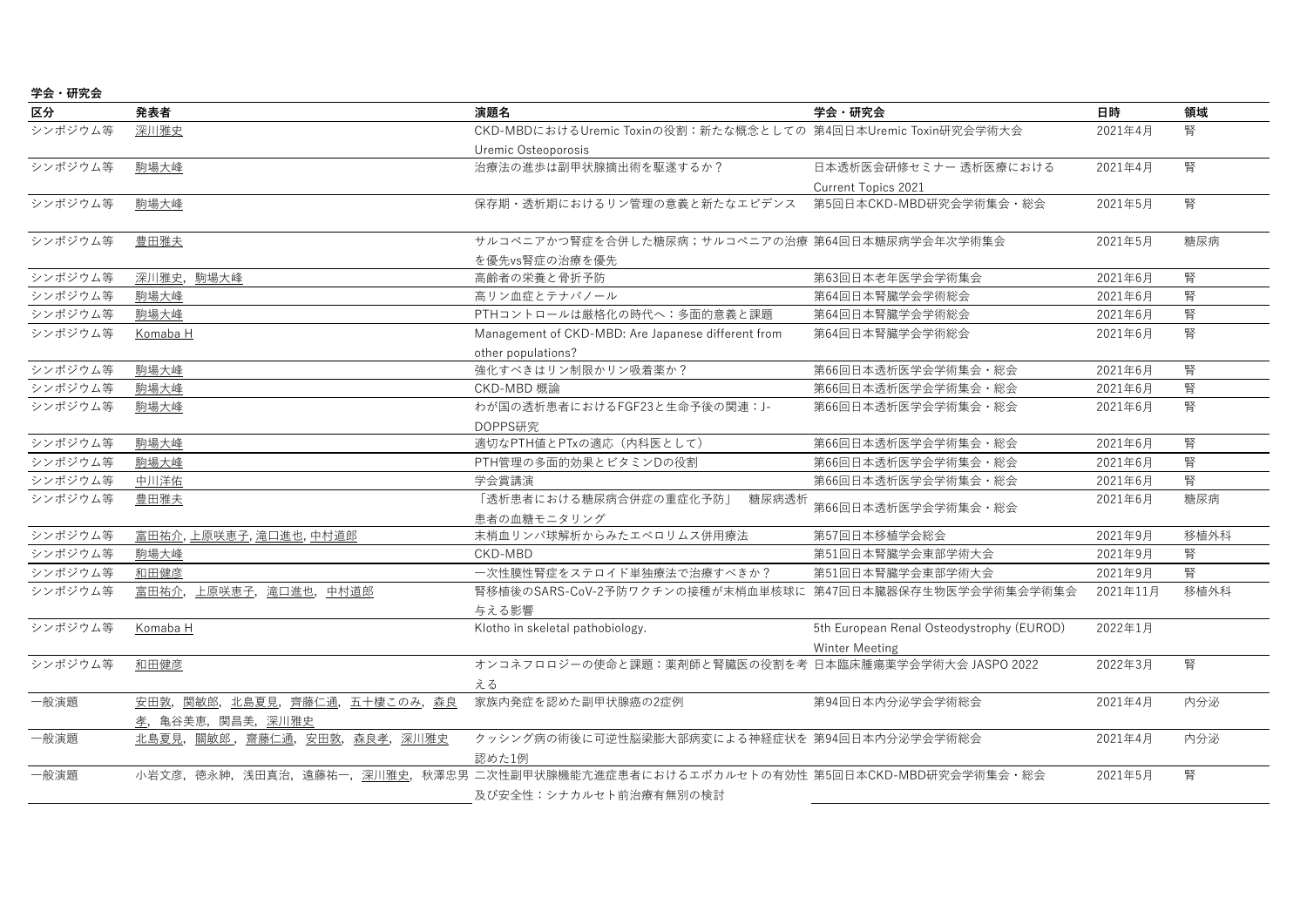**学会・研究会**

| 区分 | 発表者 | 演題名 | 学会・研究会 | 日時 | 領域 |
|---|---|---|---|---|---|
| シンポジウム等 | 深川雅史 | CKD-MBDにおけるUremic Toxinの役割：新たな概念としての Uremic Osteoporosis | 第4回日本Uremic Toxin研究会学術大会 | 2021年4月 | 腎 |
| シンポジウム等 | 駒場大峰 | 治療法の進歩は副甲状腺摘出術を駆逐するか？ | 日本透析医会研修セミナー 透析医療における Current Topics 2021 | 2021年4月 | 腎 |
| シンポジウム等 | 駒場大峰 | 保存期・透析期におけるリン管理の意義と新たなエビデンス | 第5回日本CKD-MBD研究会学術集会・総会 | 2021年5月 | 腎 |
| シンポジウム等 | 豊田雅夫 | サルコペニアかつ腎症を合併した糖尿病；サルコペニアの治療を優先vs腎症の治療を優先 | 第64回日本糖尿病学会年次学術集会 | 2021年5月 | 糖尿病 |
| シンポジウム等 | 深川雅史, 駒場大峰 | 高齢者の栄養と骨折予防 | 第63回日本老年医学会学術集会 | 2021年6月 | 腎 |
| シンポジウム等 | 駒場大峰 | 高リン血症とテナパノール | 第64回日本腎臓学会学術総会 | 2021年6月 | 腎 |
| シンポジウム等 | 駒場大峰 | PTHコントロールは厳格化の時代へ：多面的意義と課題 | 第64回日本腎臓学会学術総会 | 2021年6月 | 腎 |
| シンポジウム等 | Komaba H | Management of CKD-MBD: Are Japanese different from other populations? | 第64回日本腎臓学会学術総会 | 2021年6月 | 腎 |
| シンポジウム等 | 駒場大峰 | 強化すべきはリン制限かリン吸着薬か？ | 第66回日本透析医学会学術集会・総会 | 2021年6月 | 腎 |
| シンポジウム等 | 駒場大峰 | CKD-MBD 概論 | 第66回日本透析医学会学術集会・総会 | 2021年6月 | 腎 |
| シンポジウム等 | 駒場大峰 | わが国の透析患者におけるFGF23と生命予後の関連：J-DOPPS研究 | 第66回日本透析医学会学術集会・総会 | 2021年6月 | 腎 |
| シンポジウム等 | 駒場大峰 | 適切なPTH値とPTxの適応（内科医として） | 第66回日本透析医学会学術集会・総会 | 2021年6月 | 腎 |
| シンポジウム等 | 駒場大峰 | PTH管理の多面的効果とビタミンDの役割 | 第66回日本透析医学会学術集会・総会 | 2021年6月 | 腎 |
| シンポジウム等 | 中川洋佑 | 学会賞講演 | 第66回日本透析医学会学術集会・総会 | 2021年6月 | 腎 |
| シンポジウム等 | 豊田雅夫 | 「透析患者における糖尿病合併症の重症化予防」　糖尿病透析患者の血糖モニタリング | 第66回日本透析医学会学術集会・総会 | 2021年6月 | 糖尿病 |
| シンポジウム等 | 富田祐介, 上原咲恵子, 滝口進也, 中村道郎 | 末梢血リンパ球解析からみたエベロリムス併用療法 | 第57回日本移植学会総会 | 2021年9月 | 移植外科 |
| シンポジウム等 | 駒場大峰 | CKD-MBD | 第51回日本腎臓学会東部学術大会 | 2021年9月 | 腎 |
| シンポジウム等 | 和田健彦 | 一次性膜性腎症をステロイド単独療法で治療すべきか？ | 第51回日本腎臓学会東部学術大会 | 2021年9月 | 腎 |
| シンポジウム等 | 富田祐介, 上原咲恵子, 滝口進也, 中村道郎 | 腎移植後のSARS-CoV-2予防ワクチンの接種が末梢血単核球に与える影響 | 第47回日本臓器保存生物医学会学術集会学術集会 | 2021年11月 | 移植外科 |
| シンポジウム等 | Komaba H | Klotho in skeletal pathobiology. | 5th European Renal Osteodystrophy (EUROD) Winter Meeting | 2022年1月 | |
| シンポジウム等 | 和田健彦 | オンコネフロロジーの使命と課題：薬剤師と腎臓医の役割を考える | 日本臨床腫瘍薬学会学術大会 JASPO 2022 | 2022年3月 | 腎 |
| 一般演題 | 安田敦, 関敏郎, 北島夏見, 齊藤仁通, 五十棲このみ, 森良孝, 亀谷美恵, 関昌美, 深川雅史 | 家族内発症を認めた副甲状腺癌の2症例 | 第94回日本内分泌学会学術総会 | 2021年4月 | 内分泌 |
| 一般演題 | 北島夏見, 關敏郎, 齋藤仁通, 安田敦, 森良孝, 深川雅史 | クッシング病の術後に可逆性脳梁膨大部病変による神経症状を認めた1例 | 第94回日本内分泌学会学術総会 | 2021年4月 | 内分泌 |
| 一般演題 | 小岩文彦, 徳永紳, 浅田真治, 遠藤祐一, 深川雅史, 秋澤忠男 | 二次性副甲状腺機能亢進症患者におけるエボカルセトの有効性及び安全性：シナカルセト前治療有無別の検討 | 第5回日本CKD-MBD研究会学術集会・総会 | 2021年5月 | 腎 |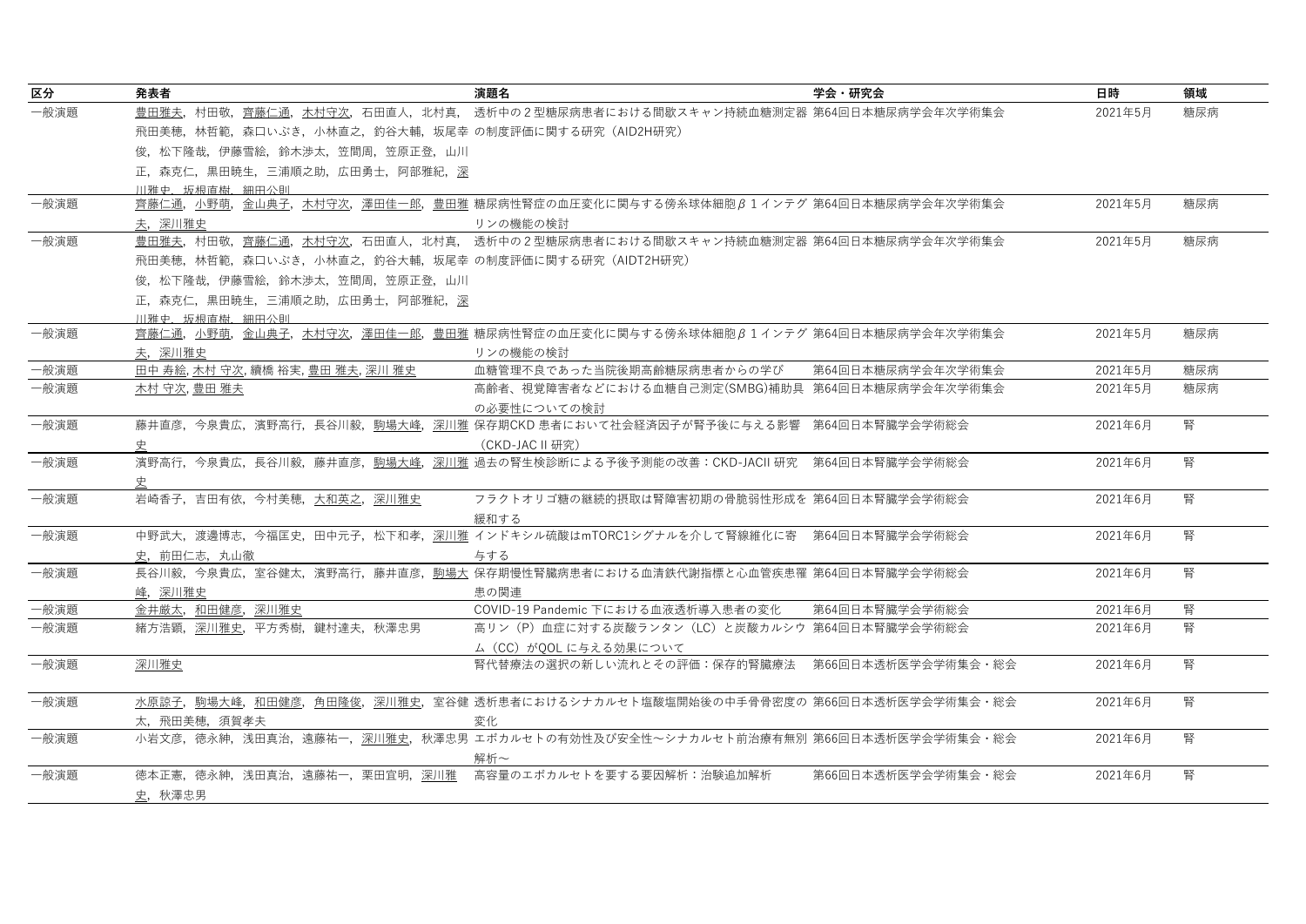| 区分 | 発表者 | 演題名 | 学会・研究会 | 日時 | 領域 |
|---|---|---|---|---|---|
| 一般演題 | 豊田雅夫，村田敬，齊藤仁通，木村守次，石田直人，北村真，飛田美穂，林哲範，森口いぶき，小林直之，釣谷大輔，坂尾幸俊，松下隆哉，伊藤雪絵，鈴木渉太，笠間周，笠原正登，山川正，森克仁，黒田暁生，三浦順之助，広田勇士，阿部雅紀，深川雅史，坂根直樹，細田公則 | 透析中の２型糖尿病患者における間歇スキャン持続血糖測定器の制度評価に関する研究（AID2H研究） | 第64回日本糖尿病学会年次学術集会 | 2021年5月 | 糖尿病 |
| 一般演題 | 齊藤仁通，小野萌，金山典子，木村守次，澤田佳一郎，豊田雅夫，深川雅史 | 糖尿病性腎症の血圧変化に関与する傍糸球体細胞$\beta$１インテグリンの機能の検討 | 第64回日本糖尿病学会年次学術集会 | 2021年5月 | 糖尿病 |
| 一般演題 | 豊田雅夫，村田敬，齊藤仁通，木村守次，石田直人，北村真，飛田美穂，林哲範，森口いぶき，小林直之，釣谷大輔，坂尾幸俊，松下隆哉，伊藤雪絵，鈴木渉太，笠間周，笠原正登，山川正，森克仁，黒田暁生，三浦順之助，広田勇士，阿部雅紀，深川雅史，坂根直樹，細田公則 | 透析中の２型糖尿病患者における間歇スキャン持続血糖測定器の制度評価に関する研究（AIDT2H研究） | 第64回日本糖尿病学会年次学術集会 | 2021年5月 | 糖尿病 |
| 一般演題 | 齊藤仁通，小野萌，金山典子，木村守次，澤田佳一郎，豊田雅夫，深川雅史 | 糖尿病性腎症の血圧変化に関与する傍糸球体細胞$\beta$１インテグリンの機能の検討 | 第64回日本糖尿病学会年次学術集会 | 2021年5月 | 糖尿病 |
| 一般演題 | 田中 寿絵, 木村 守次, 續橋 裕実, 豊田 雅夫, 深川 雅史 | 血糖管理不良であった当院後期高齢糖尿病患者からの学び | 第64回日本糖尿病学会年次学術集会 | 2021年5月 | 糖尿病 |
| 一般演題 | 木村 守次, 豊田 雅夫 | 高齢者、視覚障害者などにおける血糖自己測定(SMBG)補助具の必要性についての検討 | 第64回日本糖尿病学会年次学術集会 | 2021年5月 | 糖尿病 |
| 一般演題 | 藤井直彦，今泉貴広，濱野高行，長谷川毅，駒場大峰，深川雅史 | 保存期CKD 患者において社会経済因子が腎予後に与える影響（CKD-JAC II 研究） | 第64回日本腎臓学会学術総会 | 2021年6月 | 腎 |
| 一般演題 | 濱野高行，今泉貴広，長谷川毅，藤井直彦，駒場大峰，深川雅史 | 過去の腎生検診断による予後予測能の改善：CKD-JACII 研究 | 第64回日本腎臓学会学術総会 | 2021年6月 | 腎 |
| 一般演題 | 岩崎香子，吉田有依，今村美穂，大和英之，深川雅史 | フラクトオリゴ糖の継続的摂取は腎障害初期の骨脆弱性形成を緩和する | 第64回日本腎臓学会学術総会 | 2021年6月 | 腎 |
| 一般演題 | 中野武大，渡邊博志，今福匡史，田中元子，松下和孝，深川雅史，前田仁志，丸山徹 | インドキシル硫酸はmTORC1シグナルを介して腎線維化に寄与する | 第64回日本腎臓学会学術総会 | 2021年6月 | 腎 |
| 一般演題 | 長谷川毅，今泉貴広，室谷健太，濱野高行，藤井直彦，駒場大峰，深川雅史 | 保存期慢性腎臓病患者における血清鉄代謝指標と心血管疾患罹患の関連 | 第64回日本腎臓学会学術総会 | 2021年6月 | 腎 |
| 一般演題 | 金井厳太，和田健彦，深川雅史 | COVID-19 Pandemic 下における血液透析導入患者の変化 | 第64回日本腎臓学会学術総会 | 2021年6月 | 腎 |
| 一般演題 | 緒方浩顕，深川雅史，平方秀樹，鍵村達夫，秋澤忠男 | 高リン（P）血症に対する炭酸ランタン（LC）と炭酸カルシウム（CC）がQOL に与える効果について | 第64回日本腎臓学会学術総会 | 2021年6月 | 腎 |
| 一般演題 | 深川雅史 | 腎代替療法の選択の新しい流れとその評価：保存的腎臓療法 | 第66回日本透析医学会学術集会・総会 | 2021年6月 | 腎 |
| 一般演題 | 水原諒子，駒場大峰，和田健彦，角田隆俊，深川雅史，室谷健太，飛田美穂，須賀孝夫 | 透析患者におけるシナカルセト塩酸塩開始後の中手骨骨密度の変化 | 第66回日本透析医学会学術集会・総会 | 2021年6月 | 腎 |
| 一般演題 | 小岩文彦，徳永紳，浅田真治，遠藤祐一，深川雅史，秋澤忠男 | エボカルセトの有効性及び安全性〜シナカルセト前治療有無別解析〜 | 第66回日本透析医学会学術集会・総会 | 2021年6月 | 腎 |
| 一般演題 | 徳本正憲，徳永紳，浅田真治，遠藤祐一，栗田宜明，深川雅史，秋澤忠男 | 高容量のエボカルセトを要する要因解析：治験追加解析 | 第66回日本透析医学会学術集会・総会 | 2021年6月 | 腎 |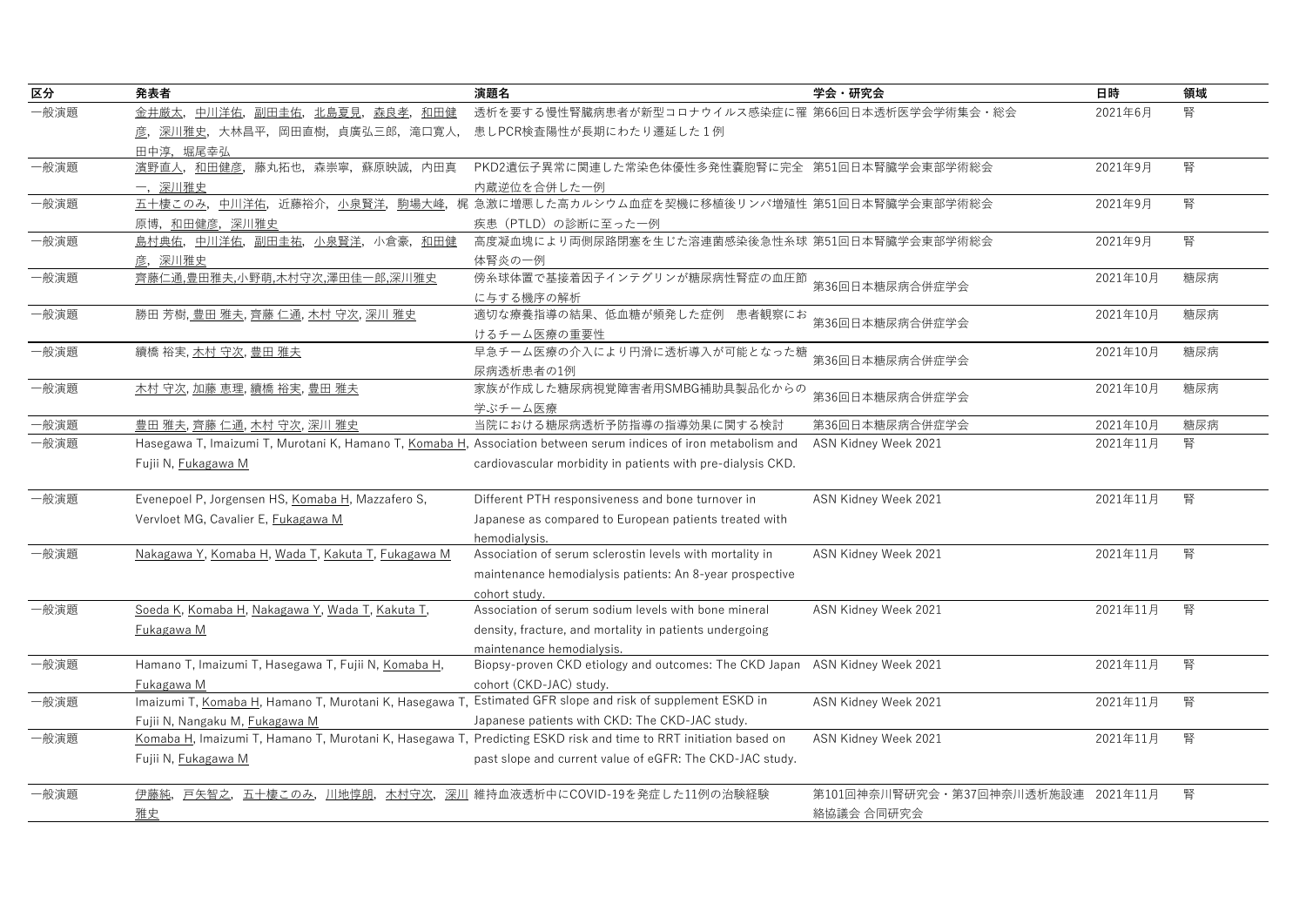| 区分 | 発表者 | 演題名 | 学会・研究会 | 日時 | 領域 |
|---|---|---|---|---|---|
| 一般演題 | 金井厳太，中川洋佑，副田圭佑，北島夏見，森良孝，和田健彦，深川雅史，大林昌平，岡田直樹，貞廣弘三郎，滝口寛人，田中淳，堀尾幸弘 | 透析を要する慢性腎臓病患者が新型コロナウイルス感染症に罹患しPCR検査陽性が長期にわたり遷延した１例 | 第66回日本透析医学会学術集会・総会 | 2021年6月 | 腎 |
| 一般演題 | 濱野直人，和田健彦，藤丸拓也，森崇寧，蘇原映誠，内田真一，深川雅史 | PKD2遺伝子異常に関連した常染色体優性多発性嚢胞腎に完全内蔵逆位を合併した一例 | 第51回日本腎臓学会東部学術総会 | 2021年9月 | 腎 |
| 一般演題 | 五十棲このみ，中川洋佑，近藤裕介，小泉賢洋，駒場大峰，梶原博，和田健彦，深川雅史 | 急激に増悪した高カルシウム血症を契機に移植後リンパ増殖性疾患（PTLD）の診断に至った一例 | 第51回日本腎臓学会東部学術総会 | 2021年9月 | 腎 |
| 一般演題 | 島村典佑，中川洋佑，副田圭祐，小泉賢洋，小倉豪，和田健彦，深川雅史 | 高度凝血塊により両側尿路閉塞を生じた溶連菌感染後急性糸球体腎炎の一例 | 第51回日本腎臓学会東部学術総会 | 2021年9月 | 腎 |
| 一般演題 | 齊藤仁通,豊田雅夫,小野萌,木村守次,澤田佳一郎,深川雅史 | 傍糸球体置で基接着因子インテグリンが糖尿病性腎症の血圧節に与する機序の解析 | 第36回日本糖尿病合併症学会 | 2021年10月 | 糖尿病 |
| 一般演題 | 勝田 芳樹, 豊田 雅夫, 齊藤 仁通, 木村 守次, 深川 雅史 | 適切な療養指導の結果、低血糖が頻発した症例　患者観察におけるチーム医療の重要性 | 第36回日本糖尿病合併症学会 | 2021年10月 | 糖尿病 |
| 一般演題 | 續橋 裕実, 木村 守次, 豊田 雅夫 | 早急チーム医療の介入により円滑に透析導入が可能となった糖尿病透析患者の1例 | 第36回日本糖尿病合併症学会 | 2021年10月 | 糖尿病 |
| 一般演題 | 木村 守次, 加藤 恵理, 續橋 裕実, 豊田 雅夫 | 家族が作成した糖尿病視覚障害者用SMBG補助具製品化からの学ぶチーム医療 | 第36回日本糖尿病合併症学会 | 2021年10月 | 糖尿病 |
| 一般演題 | 豊田 雅夫, 齊藤 仁通, 木村 守次, 深川 雅史 | 当院における糖尿病透析予防指導の指導効果に関する検討 | 第36回日本糖尿病合併症学会 | 2021年10月 | 糖尿病 |
| 一般演題 | Hasegawa T, Imaizumi T, Murotani K, Hamano T, Komaba H, Fujii N, Fukagawa M | Association between serum indices of iron metabolism and cardiovascular morbidity in patients with pre-dialysis CKD. | ASN Kidney Week 2021 | 2021年11月 | 腎 |
| 一般演題 | Evenepoel P, Jorgensen HS, Komaba H, Mazzafero S, Vervloet MG, Cavalier E, Fukagawa M | Different PTH responsiveness and bone turnover in Japanese as compared to European patients treated with hemodialysis. | ASN Kidney Week 2021 | 2021年11月 | 腎 |
| 一般演題 | Nakagawa Y, Komaba H, Wada T, Kakuta T, Fukagawa M | Association of serum sclerostin levels with mortality in maintenance hemodialysis patients: An 8-year prospective cohort study. | ASN Kidney Week 2021 | 2021年11月 | 腎 |
| 一般演題 | Soeda K, Komaba H, Nakagawa Y, Wada T, Kakuta T, Fukagawa M | Association of serum sodium levels with bone mineral density, fracture, and mortality in patients undergoing maintenance hemodialysis. | ASN Kidney Week 2021 | 2021年11月 | 腎 |
| 一般演題 | Hamano T, Imaizumi T, Hasegawa T, Fujii N, Komaba H, Fukagawa M | Biopsy-proven CKD etiology and outcomes: The CKD Japan cohort (CKD-JAC) study. | ASN Kidney Week 2021 | 2021年11月 | 腎 |
| 一般演題 | Imaizumi T, Komaba H, Hamano T, Murotani K, Hasegawa T, Fujii N, Nangaku M, Fukagawa M | Estimated GFR slope and risk of supplement ESKD in Japanese patients with CKD: The CKD-JAC study. | ASN Kidney Week 2021 | 2021年11月 | 腎 |
| 一般演題 | Komaba H, Imaizumi T, Hamano T, Murotani K, Hasegawa T, Fujii N, Fukagawa M | Predicting ESKD risk and time to RRT initiation based on past slope and current value of eGFR: The CKD-JAC study. | ASN Kidney Week 2021 | 2021年11月 | 腎 |
| 一般演題 | 伊藤純，戸矢智之，五十棲このみ，川地惇朗，木村守次，深川雅史 | 維持血液透析中にCOVID-19を発症した11例の治験経験 | 第101回神奈川腎研究会・第37回神奈川透析施設連絡協議会 合同研究会 | 2021年11月 | 腎 |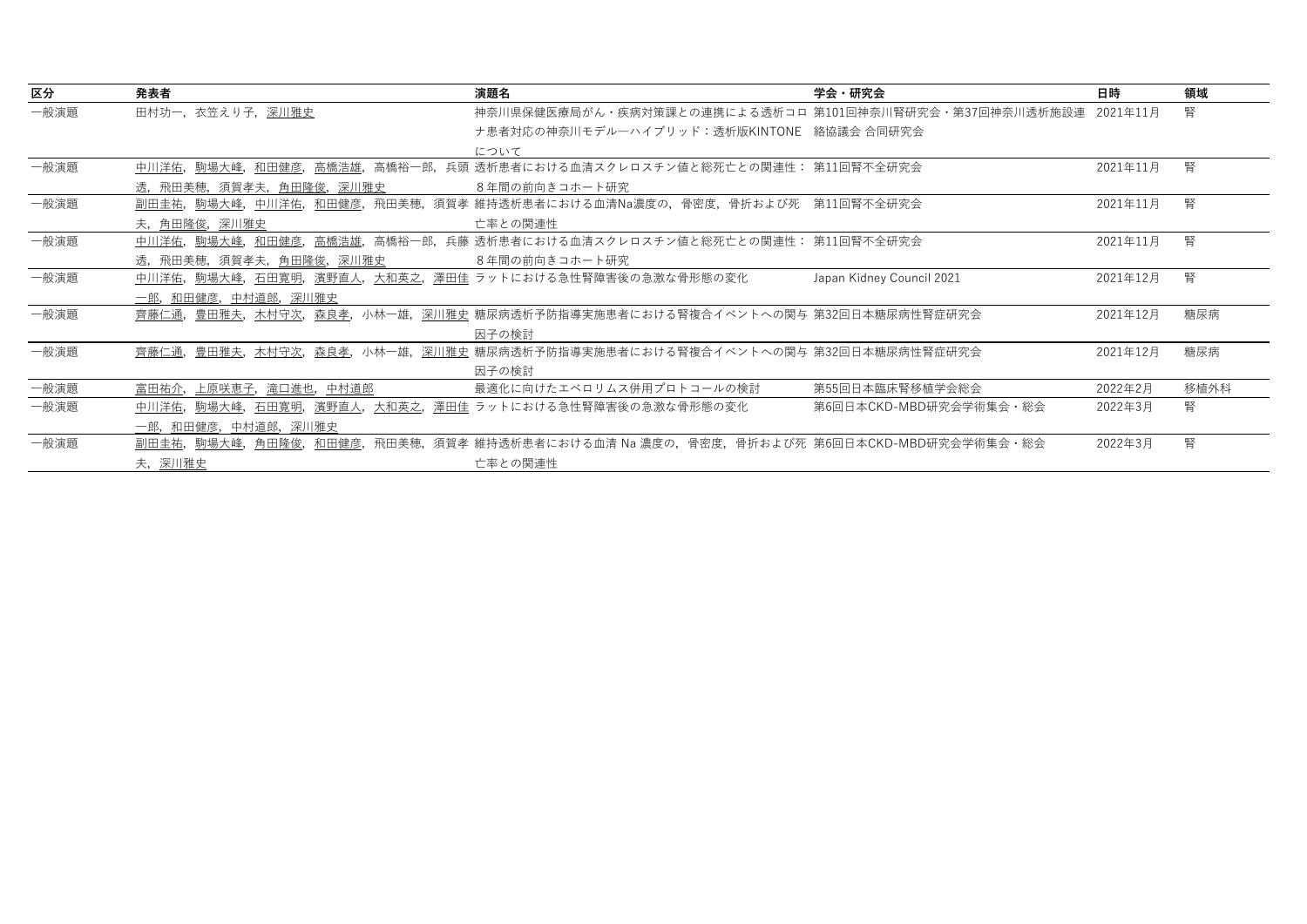| 区分 | 発表者 | 演題名 | 学会・研究会 | 日時 | 領域 |
|---|---|---|---|---|---|
| 一般演題 | 田村功一，衣笠えり子，深川雅史 | 神奈川県保健医療局がん・疾病対策課との連携による透析コロナ患者対応の神奈川モデル―ハイブリッド：透析版KINTONEについて | 第101回神奈川腎研究会・第37回神奈川透析施設連絡協議会 合同研究会 | 2021年11月 | 腎 |
| 一般演題 | 中川洋佑，駒場大峰，和田健彦，高橋浩雄，高橋裕一郎，兵頭透，飛田美穂，須賀孝夫，角田隆俊，深川雅史 | 透析患者における血清スクレロスチン値と総死亡との関連性：8年間の前向きコホート研究 | 第11回腎不全研究会 | 2021年11月 | 腎 |
| 一般演題 | 副田圭祐，駒場大峰，中川洋佑，和田健彦，飛田美穂，須賀孝夫，角田隆俊，深川雅史 | 維持透析患者における血清Na濃度の，骨密度，骨折および死亡率との関連性 | 第11回腎不全研究会 | 2021年11月 | 腎 |
| 一般演題 | 中川洋佑，駒場大峰，和田健彦，高橋浩雄，高橋裕一郎，兵藤透，飛田美穂，須賀孝夫，角田隆俊，深川雅史 | 透析患者における血清スクレロスチン値と総死亡との関連性：8年間の前向きコホート研究 | 第11回腎不全研究会 | 2021年11月 | 腎 |
| 一般演題 | 中川洋佑，駒場大峰，石田寛明，濱野直人，大和英之，澤田佳一郎，和田健彦，中村道郎，深川雅史 | ラットにおける急性腎障害後の急激な骨形態の変化 | Japan Kidney Council 2021 | 2021年12月 | 腎 |
| 一般演題 | 齊藤仁通，豊田雅夫，木村守次，森良孝，小林一雄，深川雅史 | 糖尿病透析予防指導実施患者における腎複合イベントへの関与因子の検討 | 第32回日本糖尿病性腎症研究会 | 2021年12月 | 糖尿病 |
| 一般演題 | 齊藤仁通，豊田雅夫，木村守次，森良孝，小林一雄，深川雅史 | 糖尿病透析予防指導実施患者における腎複合イベントへの関与因子の検討 | 第32回日本糖尿病性腎症研究会 | 2021年12月 | 糖尿病 |
| 一般演題 | 富田祐介，上原咲恵子，滝口進也，中村道郎 | 最適化に向けたエベロリムス併用プロトコールの検討 | 第55回日本臨床腎移植学会総会 | 2022年2月 | 移植外科 |
| 一般演題 | 中川洋佑，駒場大峰，石田寛明，濱野直人，大和英之，澤田佳一郎，和田健彦，中村道郎，深川雅史 | ラットにおける急性腎障害後の急激な骨形態の変化 | 第6回日本CKD-MBD研究会学術集会・総会 | 2022年3月 | 腎 |
| 一般演題 | 副田圭祐，駒場大峰，角田隆俊，和田健彦，飛田美穂，須賀孝夫，深川雅史 | 維持透析患者における血清 Na 濃度の，骨密度，骨折および死亡率との関連性 | 第6回日本CKD-MBD研究会学術集会・総会 | 2022年3月 | 腎 |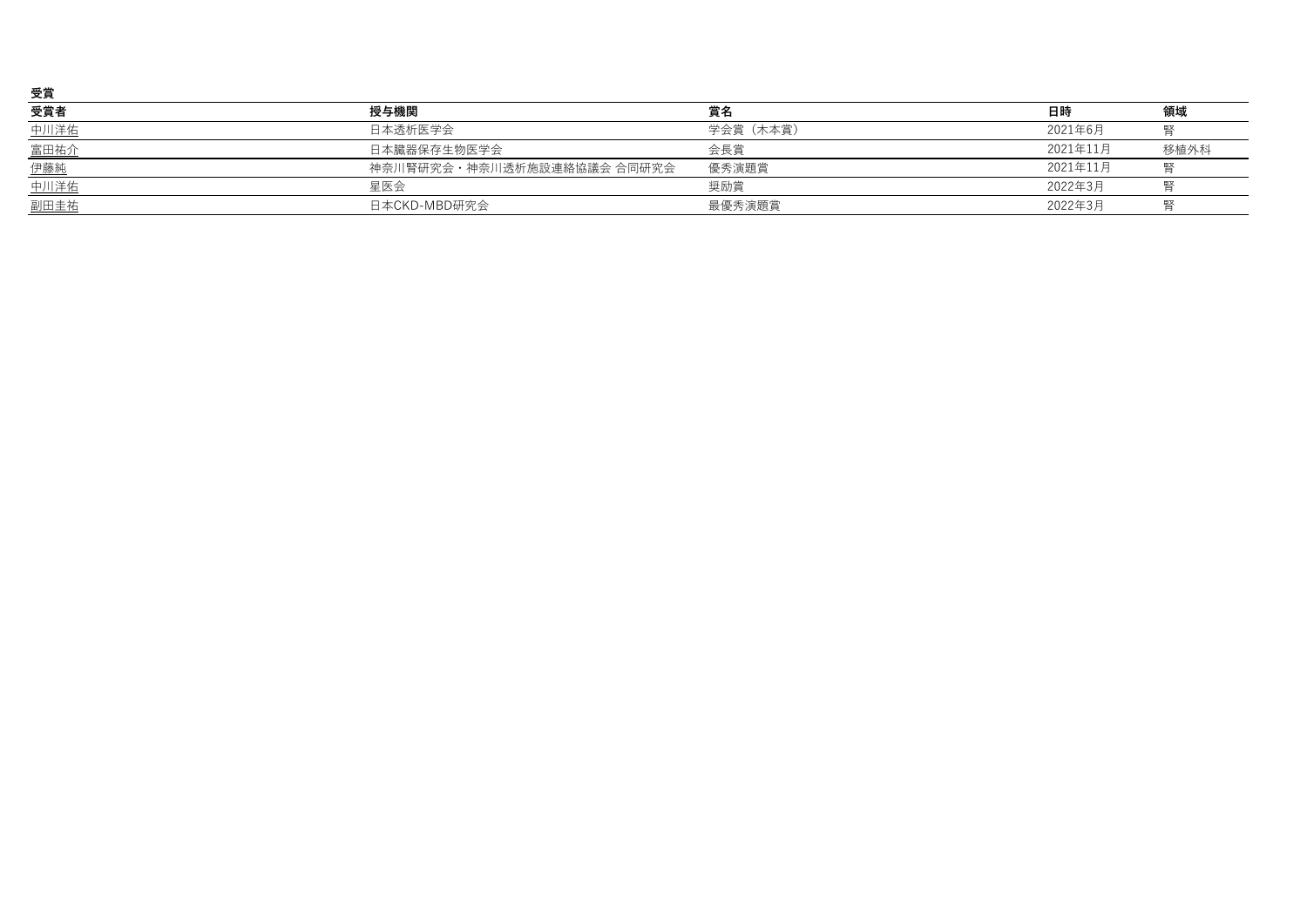**受賞**

| 受賞者 | 授与機関 | 賞名 | 日時 | 領域 |
|---|---|---|---|---|
| 中川洋佑 | 日本透析医学会 | 学会賞（木本賞） | 2021年6月 | 腎 |
| 富田祐介 | 日本臓器保存生物医学会 | 会長賞 | 2021年11月 | 移植外科 |
| 伊藤純 | 神奈川腎研究会・神奈川透析施設連絡協議会 合同研究会 | 優秀演題賞 | 2021年11月 | 腎 |
| 中川洋佑 | 星医会 | 奨励賞 | 2022年3月 | 腎 |
| 副田圭祐 | 日本CKD-MBD研究会 | 最優秀演題賞 | 2022年3月 | 腎 |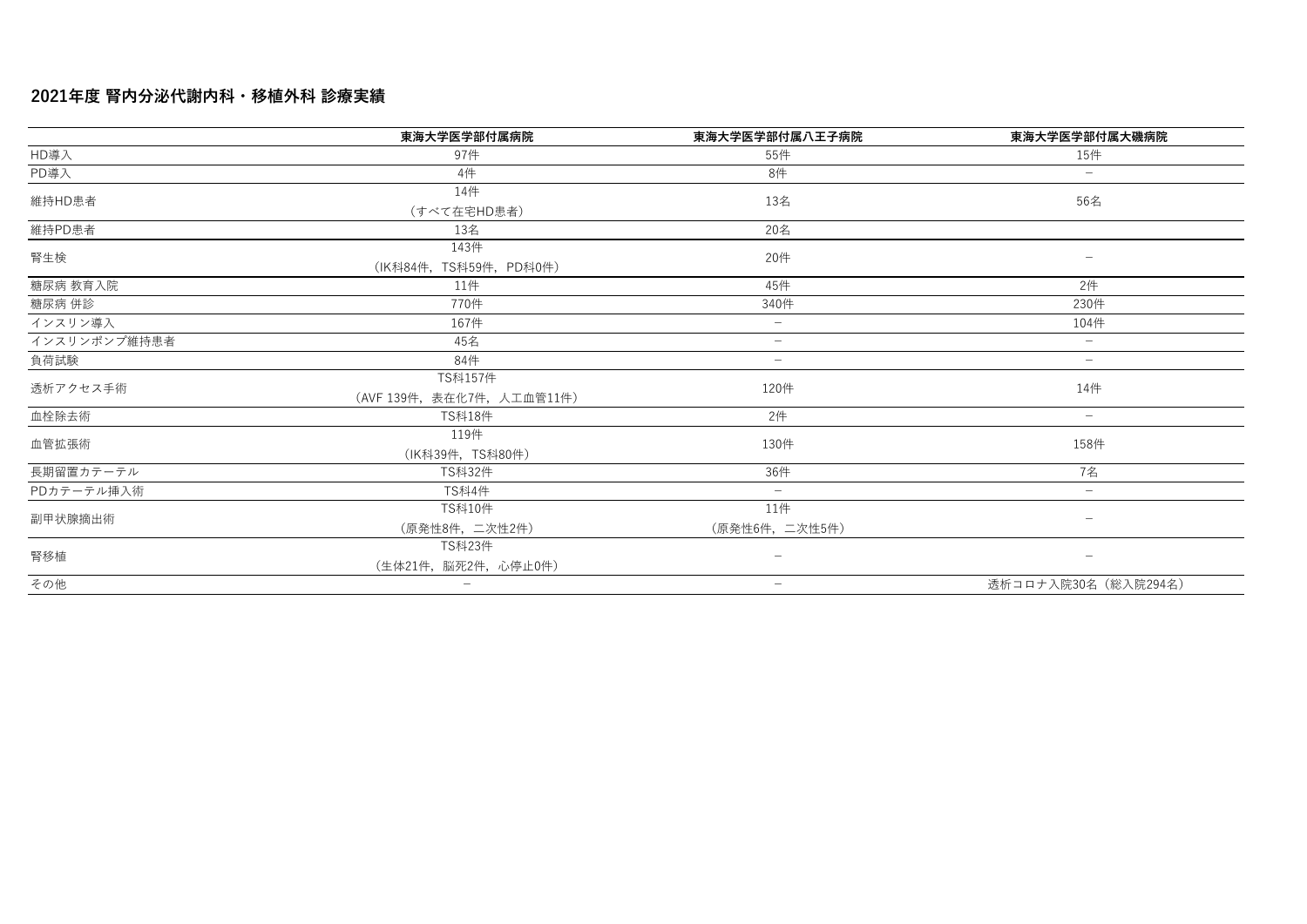## 2021年度 腎内分泌代謝内科・移植外科 診療実績

| | 東海大学医学部付属病院 | 東海大学医学部付属八王子病院 | 東海大学医学部付属大磯病院 |
|---|---|---|---|
| HD導入 | 97件 | 55件 | 15件 |
| PD導入 | 4件 | 8件 | − |
| 維持HD患者 | 14件<br>（すべて在宅HD患者） | 13名 | 56名 |
| 維持PD患者 | 13名 | 20名 | |
| 腎生検 | 143件<br>（IK科84件，TS科59件，PD科0件） | 20件 | − |
| 糖尿病 教育入院 | 11件 | 45件 | 2件 |
| 糖尿病 併診 | 770件 | 340件 | 230件 |
| インスリン導入 | 167件 | − | 104件 |
| インスリンポンプ維持患者 | 45名 | − | − |
| 負荷試験 | 84件 | − | − |
| 透析アクセス手術 | TS科157件<br>（AVF 139件，表在化7件，人工血管11件） | 120件 | 14件 |
| 血栓除去術 | TS科18件 | 2件 | − |
| 血管拡張術 | 119件<br>（IK科39件，TS科80件） | 130件 | 158件 |
| 長期留置カテーテル | TS科32件 | 36件 | 7名 |
| PDカテーテル挿入術 | TS科4件 | − | − |
| 副甲状腺摘出術 | TS科10件<br>（原発性8件，二次性2件） | 11件<br>（原発性6件，二次性5件） | − |
| 腎移植 | TS科23件<br>（生体21件，脳死2件，心停止0件） | − | − |
| その他 | − | − | 透析コロナ入院30名（総入院294名） |